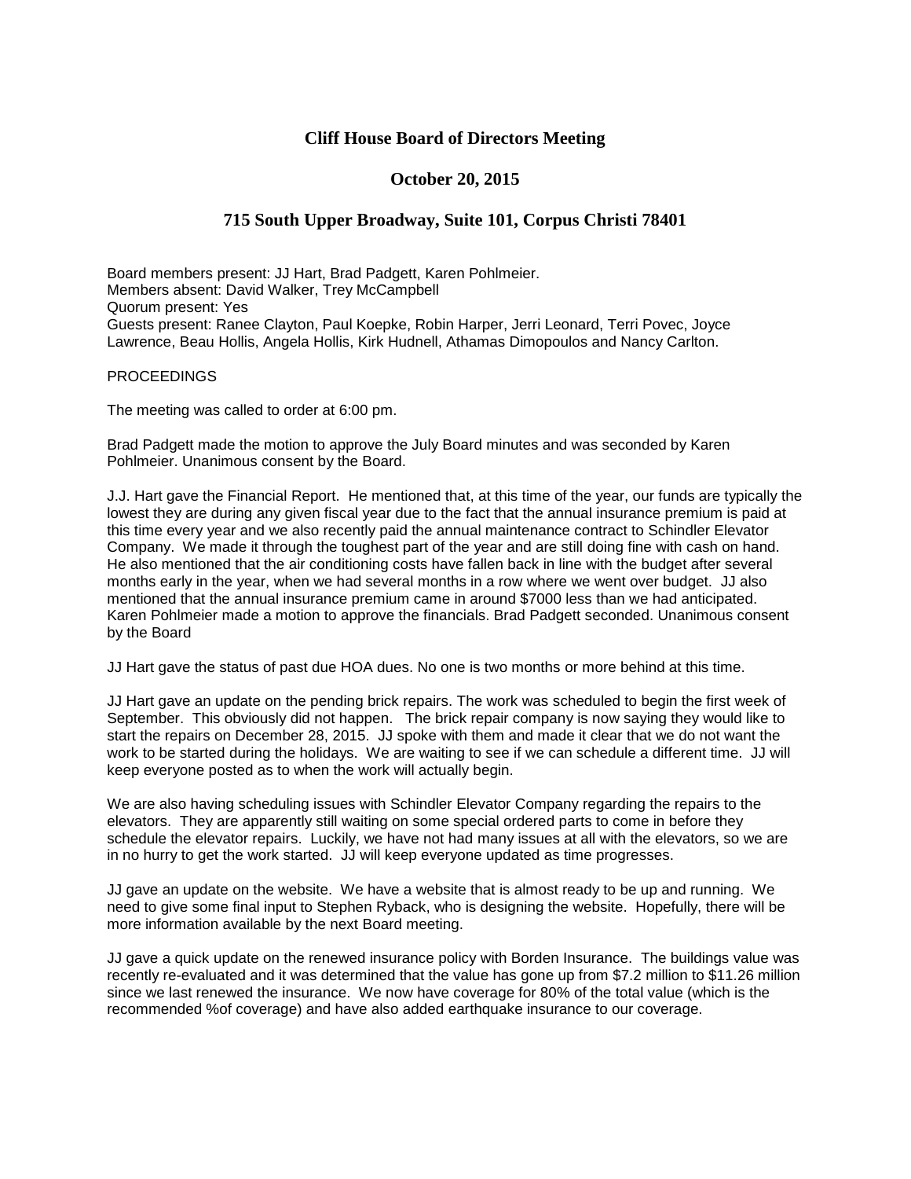# Cliff House Board of Directors Meeting

## October 20, 2015

## 715 South Upper Broadway, Suite 101, Corpus Christi 78401

Board members present: JJ Hart, Brad Padgett, Karen Pohlmeier.
Members absent: David Walker, Trey McCampbell
Quorum present: Yes
Guests present: Ranee Clayton, Paul Koepke, Robin Harper, Jerri Leonard, Terri Povec, Joyce Lawrence, Beau Hollis, Angela Hollis, Kirk Hudnell, Athamas Dimopoulos and Nancy Carlton.

PROCEEDINGS

The meeting was called to order at 6:00 pm.

Brad Padgett made the motion to approve the July Board minutes and was seconded by Karen Pohlmeier. Unanimous consent by the Board.

J.J. Hart gave the Financial Report. He mentioned that, at this time of the year, our funds are typically the lowest they are during any given fiscal year due to the fact that the annual insurance premium is paid at this time every year and we also recently paid the annual maintenance contract to Schindler Elevator Company. We made it through the toughest part of the year and are still doing fine with cash on hand. He also mentioned that the air conditioning costs have fallen back in line with the budget after several months early in the year, when we had several months in a row where we went over budget. JJ also mentioned that the annual insurance premium came in around $7000 less than we had anticipated. Karen Pohlmeier made a motion to approve the financials. Brad Padgett seconded. Unanimous consent by the Board

JJ Hart gave the status of past due HOA dues. No one is two months or more behind at this time.

JJ Hart gave an update on the pending brick repairs. The work was scheduled to begin the first week of September. This obviously did not happen. The brick repair company is now saying they would like to start the repairs on December 28, 2015. JJ spoke with them and made it clear that we do not want the work to be started during the holidays. We are waiting to see if we can schedule a different time. JJ will keep everyone posted as to when the work will actually begin.

We are also having scheduling issues with Schindler Elevator Company regarding the repairs to the elevators. They are apparently still waiting on some special ordered parts to come in before they schedule the elevator repairs. Luckily, we have not had many issues at all with the elevators, so we are in no hurry to get the work started. JJ will keep everyone updated as time progresses.

JJ gave an update on the website. We have a website that is almost ready to be up and running. We need to give some final input to Stephen Ryback, who is designing the website. Hopefully, there will be more information available by the next Board meeting.

JJ gave a quick update on the renewed insurance policy with Borden Insurance. The buildings value was recently re-evaluated and it was determined that the value has gone up from $7.2 million to $11.26 million since we last renewed the insurance. We now have coverage for 80% of the total value (which is the recommended %of coverage) and have also added earthquake insurance to our coverage.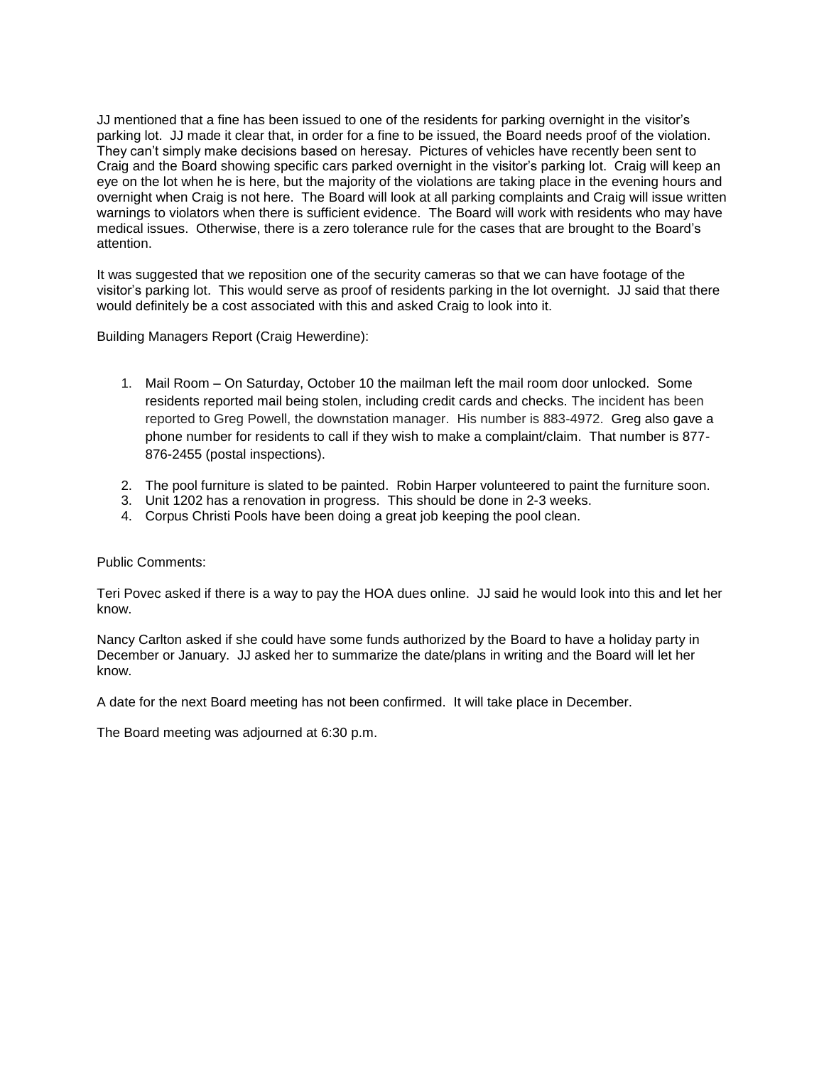JJ mentioned that a fine has been issued to one of the residents for parking overnight in the visitor's parking lot. JJ made it clear that, in order for a fine to be issued, the Board needs proof of the violation. They can't simply make decisions based on heresay. Pictures of vehicles have recently been sent to Craig and the Board showing specific cars parked overnight in the visitor's parking lot. Craig will keep an eye on the lot when he is here, but the majority of the violations are taking place in the evening hours and overnight when Craig is not here. The Board will look at all parking complaints and Craig will issue written warnings to violators when there is sufficient evidence. The Board will work with residents who may have medical issues. Otherwise, there is a zero tolerance rule for the cases that are brought to the Board's attention.

It was suggested that we reposition one of the security cameras so that we can have footage of the visitor's parking lot. This would serve as proof of residents parking in the lot overnight. JJ said that there would definitely be a cost associated with this and asked Craig to look into it.

Building Managers Report (Craig Hewerdine):

1. Mail Room – On Saturday, October 10 the mailman left the mail room door unlocked. Some residents reported mail being stolen, including credit cards and checks. The incident has been reported to Greg Powell, the downstation manager. His number is 883-4972. Greg also gave a phone number for residents to call if they wish to make a complaint/claim. That number is 877-876-2455 (postal inspections).
2. The pool furniture is slated to be painted. Robin Harper volunteered to paint the furniture soon.
3. Unit 1202 has a renovation in progress. This should be done in 2-3 weeks.
4. Corpus Christi Pools have been doing a great job keeping the pool clean.

Public Comments:

Teri Povec asked if there is a way to pay the HOA dues online. JJ said he would look into this and let her know.

Nancy Carlton asked if she could have some funds authorized by the Board to have a holiday party in December or January. JJ asked her to summarize the date/plans in writing and the Board will let her know.

A date for the next Board meeting has not been confirmed. It will take place in December.

The Board meeting was adjourned at 6:30 p.m.